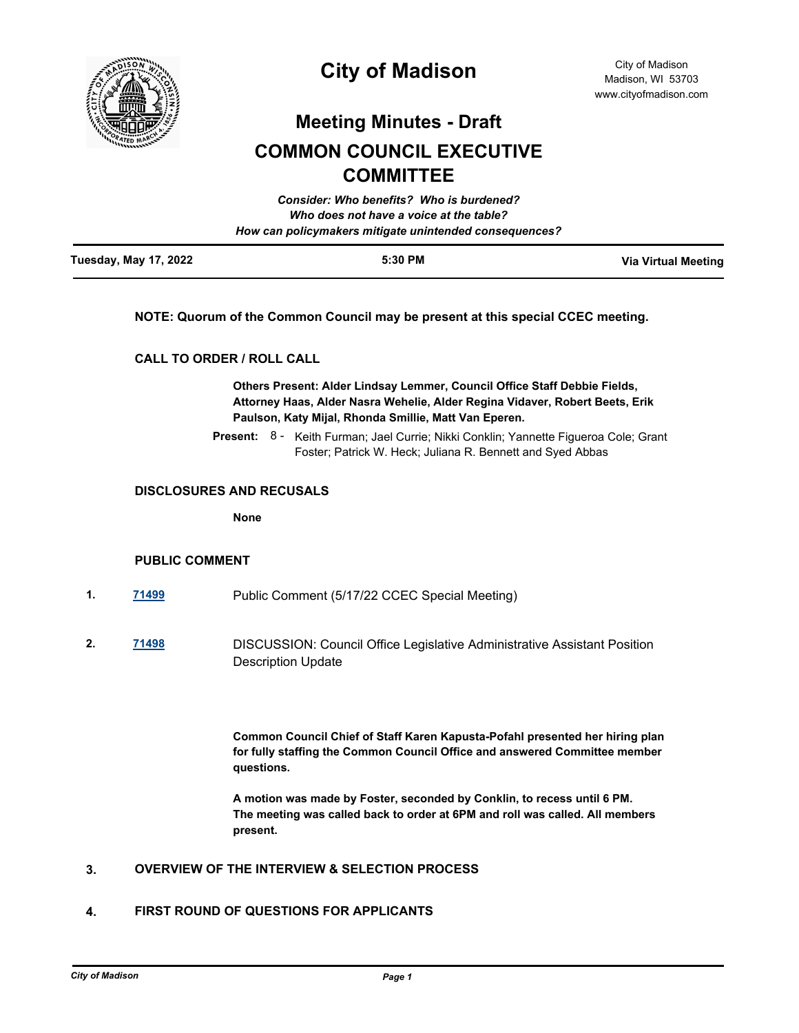# City of Madison

City of Madison
Madison, WI 53703
www.cityofmadison.com

## Meeting Minutes - Draft

## COMMON COUNCIL EXECUTIVE COMMITTEE

*Consider: Who benefits? Who is burdened?*
*Who does not have a voice at the table?*
*How can policymakers mitigate unintended consequences?*

| Tuesday, May 17, 2022 | 5:30 PM | Via Virtual Meeting |
|---|---|---|

**NOTE: Quorum of the Common Council may be present at this special CCEC meeting.**

### CALL TO ORDER / ROLL CALL

**Others Present: Alder Lindsay Lemmer, Council Office Staff Debbie Fields, Attorney Haas, Alder Nasra Wehelie, Alder Regina Vidaver, Robert Beets, Erik Paulson, Katy Mijal, Rhonda Smillie, Matt Van Eperen.**

**Present:** 8 - Keith Furman; Jael Currie; Nikki Conklin; Yannette Figueroa Cole; Grant Foster; Patrick W. Heck; Juliana R. Bennett and Syed Abbas

### DISCLOSURES AND RECUSALS

**None**

### PUBLIC COMMENT

1. [71499] Public Comment (5/17/22 CCEC Special Meeting)

2. [71498] DISCUSSION: Council Office Legislative Administrative Assistant Position Description Update

   **Common Council Chief of Staff Karen Kapusta-Pofahl presented her hiring plan for fully staffing the Common Council Office and answered Committee member questions.**

   **A motion was made by Foster, seconded by Conklin, to recess until 6 PM. The meeting was called back to order at 6PM and roll was called. All members present.**

3. **OVERVIEW OF THE INTERVIEW & SELECTION PROCESS**

4. **FIRST ROUND OF QUESTIONS FOR APPLICANTS**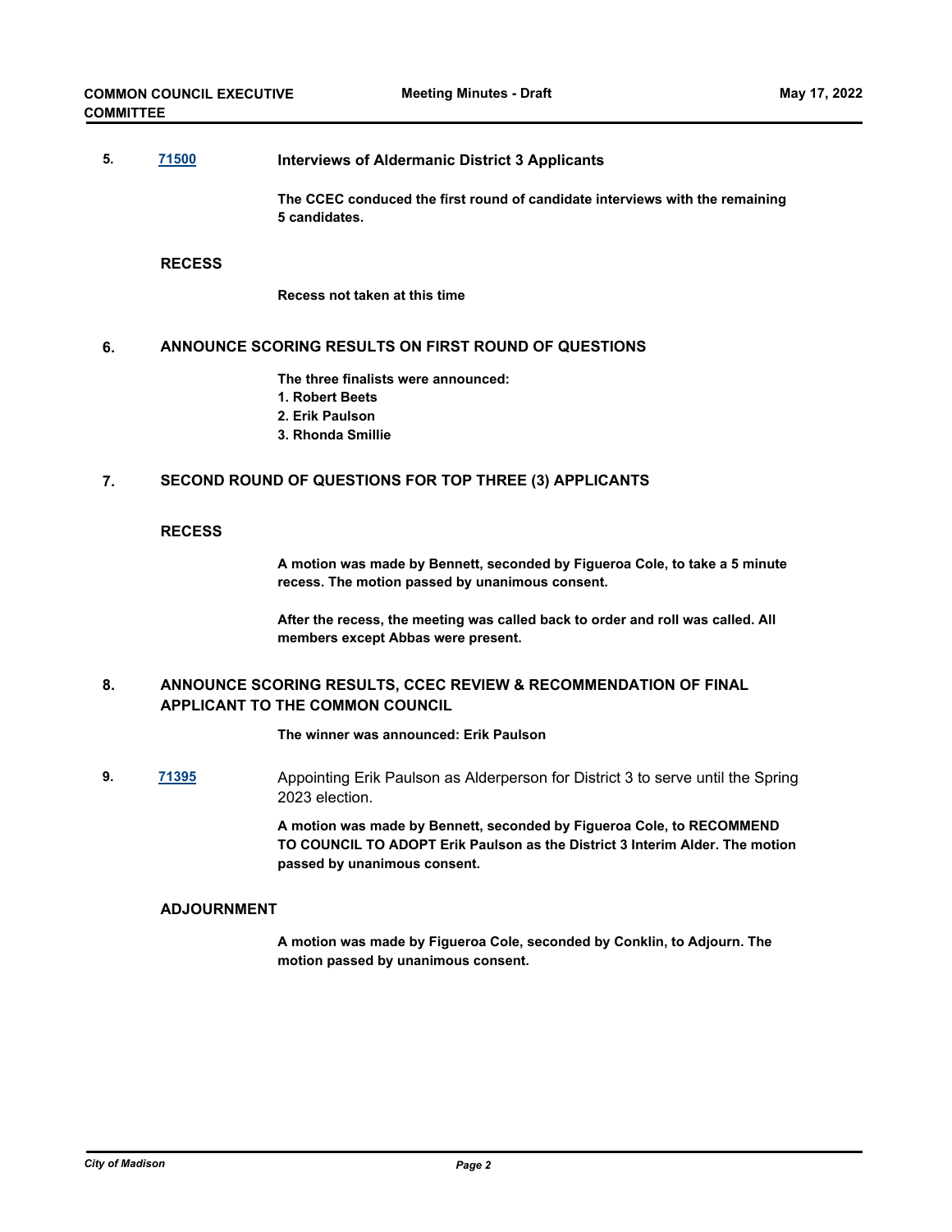**5.** [71500] **Interviews of Aldermanic District 3 Applicants**

**The CCEC conduced the first round of candidate interviews with the remaining 5 candidates.**

**RECESS**

**Recess not taken at this time**

## 6. ANNOUNCE SCORING RESULTS ON FIRST ROUND OF QUESTIONS

**The three finalists were announced:**
**1. Robert Beets**
**2. Erik Paulson**
**3. Rhonda Smillie**

## 7. SECOND ROUND OF QUESTIONS FOR TOP THREE (3) APPLICANTS

**RECESS**

**A motion was made by Bennett, seconded by Figueroa Cole, to take a 5 minute recess. The motion passed by unanimous consent.**

**After the recess, the meeting was called back to order and roll was called. All members except Abbas were present.**

## 8. ANNOUNCE SCORING RESULTS, CCEC REVIEW & RECOMMENDATION OF FINAL APPLICANT TO THE COMMON COUNCIL

**The winner was announced: Erik Paulson**

**9.** [71395] Appointing Erik Paulson as Alderperson for District 3 to serve until the Spring 2023 election.

**A motion was made by Bennett, seconded by Figueroa Cole, to RECOMMEND TO COUNCIL TO ADOPT Erik Paulson as the District 3 Interim Alder. The motion passed by unanimous consent.**

**ADJOURNMENT**

**A motion was made by Figueroa Cole, seconded by Conklin, to Adjourn. The motion passed by unanimous consent.**